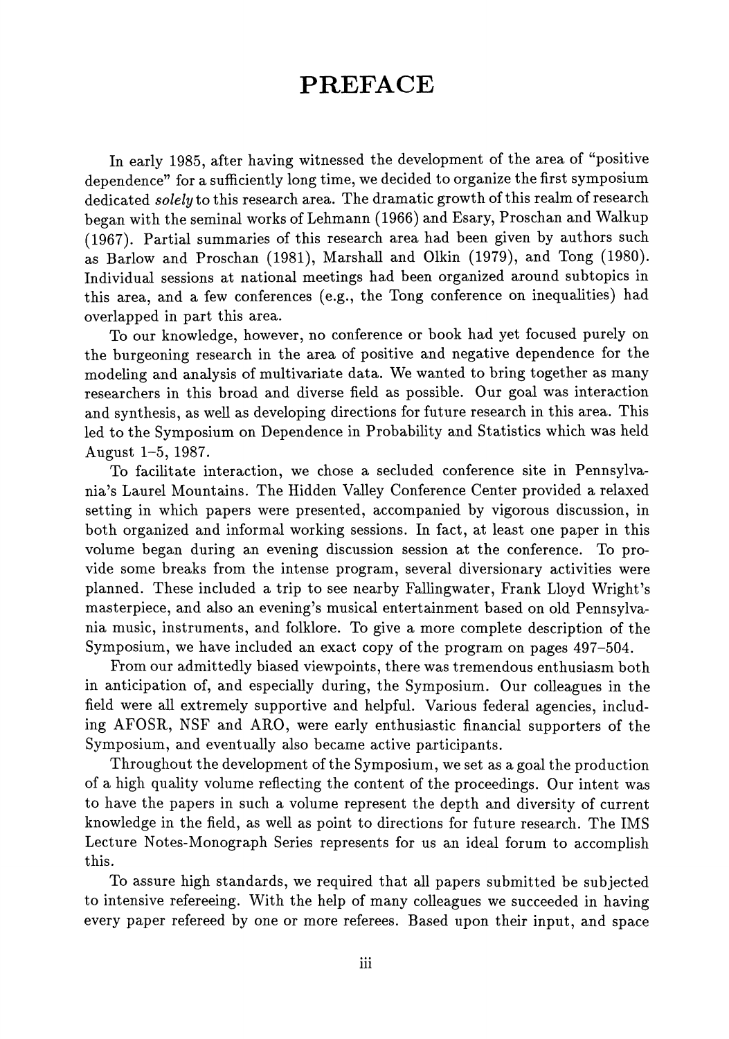# PREFACE

In early 1985, after having witnessed the development of the area of "positive dependence" for a sufficiently long time, we decided to organize the first symposium dedicated *solely* to this research area. The dramatic growth of this realm of research began with the seminal works of Lehmann (1966) and Esary, Proschan and Walkup (1967). Partial summaries of this research area had been given by authors such as Barlow and Proschan (1981), Marshall and Olkin (1979), and Tong (1980). Individual sessions at national meetings had been organized around subtopics in this area, and a few conferences (e.g., the Tong conference on inequalities) had overlapped in part this area.

To our knowledge, however, no conference or book had yet focused purely on the burgeoning research in the area of positive and negative dependence for the modeling and analysis of multivariate data. We wanted to bring together as many researchers in this broad and diverse field as possible. Our goal was interaction and synthesis, as well as developing directions for future research in this area. This led to the Symposium on Dependence in Probability and Statistics which was held August 1–5, 1987.

To facilitate interaction, we chose a secluded conference site in Pennsylvania's Laurel Mountains. The Hidden Valley Conference Center provided a relaxed setting in which papers were presented, accompanied by vigorous discussion, in both organized and informal working sessions. In fact, at least one paper in this volume began during an evening discussion session at the conference. To provide some breaks from the intense program, several diversionary activities were planned. These included a trip to see nearby Fallingwater, Frank Lloyd Wright's masterpiece, and also an evening's musical entertainment based on old Pennsylvania music, instruments, and folklore. To give a more complete description of the Symposium, we have included an exact copy of the program on pages 497–504.

From our admittedly biased viewpoints, there was tremendous enthusiasm both in anticipation of, and especially during, the Symposium. Our colleagues in the field were all extremely supportive and helpful. Various federal agencies, including AFOSR, NSF and ARO, were early enthusiastic financial supporters of the Symposium, and eventually also became active participants.

Throughout the development of the Symposium, we set as a goal the production of a high quality volume reflecting the content of the proceedings. Our intent was to have the papers in such a volume represent the depth and diversity of current knowledge in the field, as well as point to directions for future research. The IMS Lecture Notes-Monograph Series represents for us an ideal forum to accomplish this.

To assure high standards, we required that all papers submitted be subjected to intensive refereeing. With the help of many colleagues we succeeded in having every paper refereed by one or more referees. Based upon their input, and space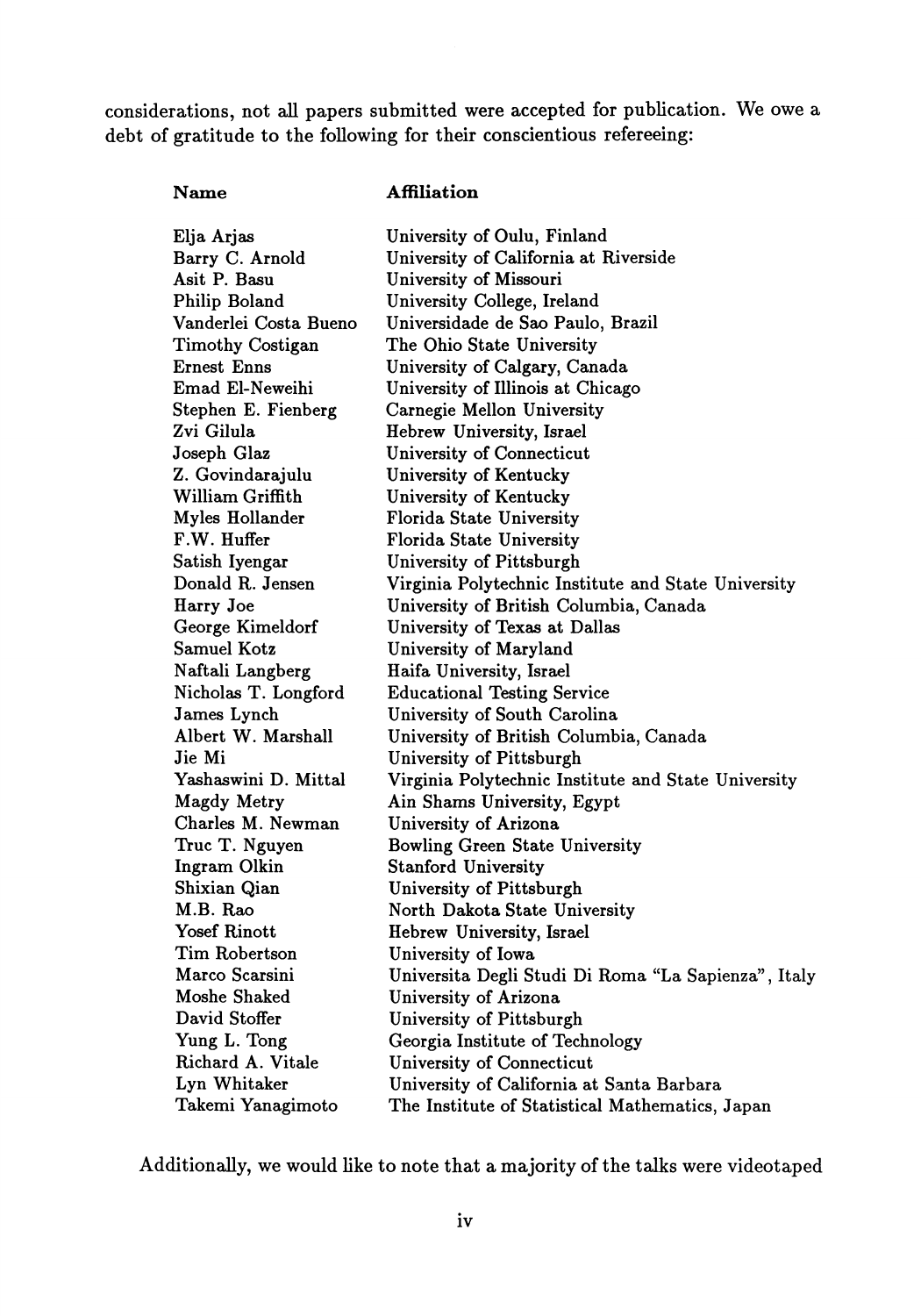considerations, not all papers submitted were accepted for publication. We owe a debt of gratitude to the following for their conscientious refereeing:

| Name | Affiliation |
|---|---|
| Elja Arjas | University of Oulu, Finland |
| Barry C. Arnold | University of California at Riverside |
| Asit P. Basu | University of Missouri |
| Philip Boland | University College, Ireland |
| Vanderlei Costa Bueno | Universidade de Sao Paulo, Brazil |
| Timothy Costigan | The Ohio State University |
| Ernest Enns | University of Calgary, Canada |
| Emad El-Neweihi | University of Illinois at Chicago |
| Stephen E. Fienberg | Carnegie Mellon University |
| Zvi Gilula | Hebrew University, Israel |
| Joseph Glaz | University of Connecticut |
| Z. Govindarajulu | University of Kentucky |
| William Griffith | University of Kentucky |
| Myles Hollander | Florida State University |
| F.W. Huffer | Florida State University |
| Satish Iyengar | University of Pittsburgh |
| Donald R. Jensen | Virginia Polytechnic Institute and State University |
| Harry Joe | University of British Columbia, Canada |
| George Kimeldorf | University of Texas at Dallas |
| Samuel Kotz | University of Maryland |
| Naftali Langberg | Haifa University, Israel |
| Nicholas T. Longford | Educational Testing Service |
| James Lynch | University of South Carolina |
| Albert W. Marshall | University of British Columbia, Canada |
| Jie Mi | University of Pittsburgh |
| Yashaswini D. Mittal | Virginia Polytechnic Institute and State University |
| Magdy Metry | Ain Shams University, Egypt |
| Charles M. Newman | University of Arizona |
| Truc T. Nguyen | Bowling Green State University |
| Ingram Olkin | Stanford University |
| Shixian Qian | University of Pittsburgh |
| M.B. Rao | North Dakota State University |
| Yosef Rinott | Hebrew University, Israel |
| Tim Robertson | University of Iowa |
| Marco Scarsini | Universita Degli Studi Di Roma "La Sapienza", Italy |
| Moshe Shaked | University of Arizona |
| David Stoffer | University of Pittsburgh |
| Yung L. Tong | Georgia Institute of Technology |
| Richard A. Vitale | University of Connecticut |
| Lyn Whitaker | University of California at Santa Barbara |
| Takemi Yanagimoto | The Institute of Statistical Mathematics, Japan |

Additionally, we would like to note that a majority of the talks were videotaped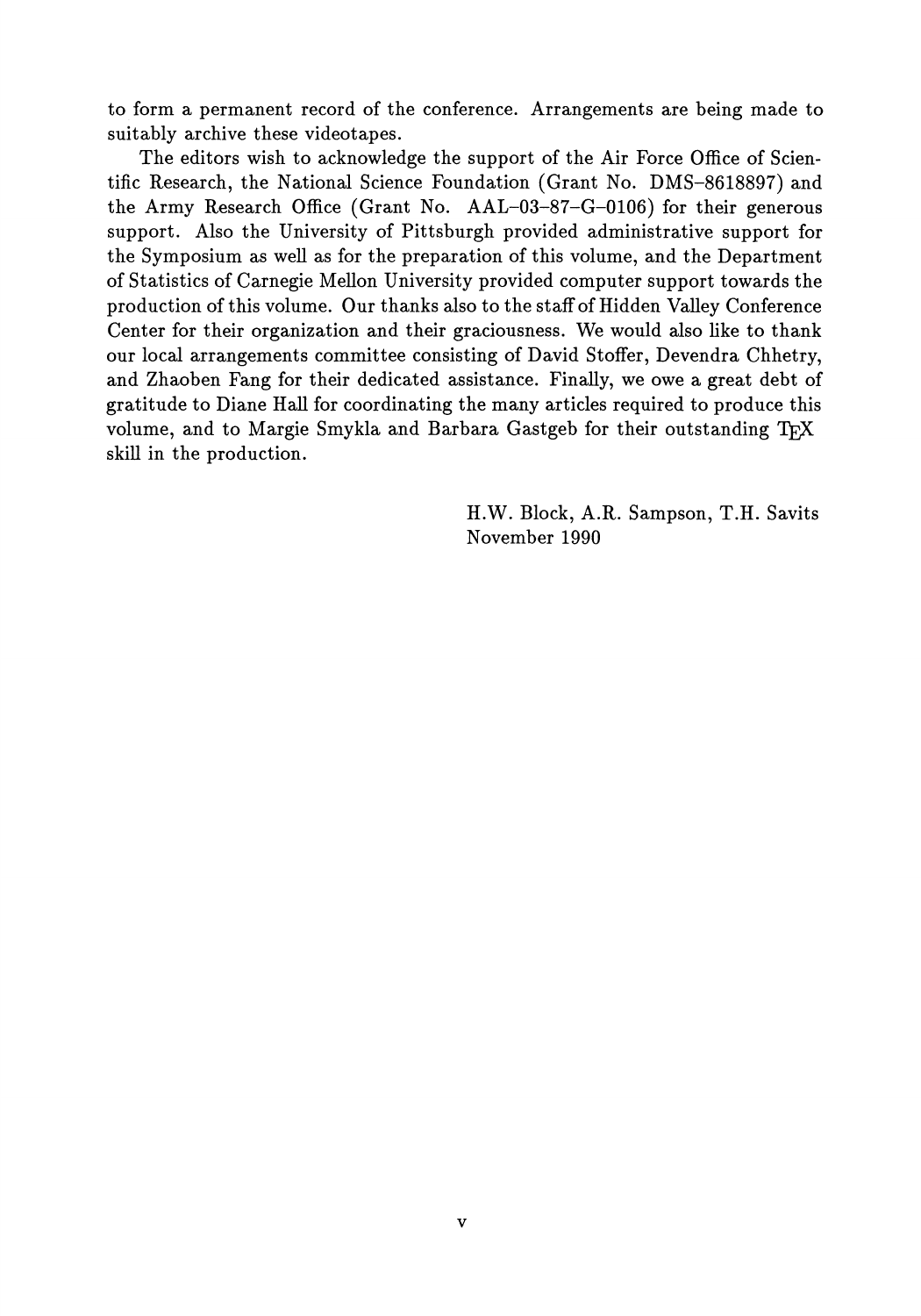to form a permanent record of the conference. Arrangements are being made to suitably archive these videotapes.

The editors wish to acknowledge the support of the Air Force Office of Scientific Research, the National Science Foundation (Grant No. DMS–8618897) and the Army Research Office (Grant No. AAL–03–87–G–0106) for their generous support. Also the University of Pittsburgh provided administrative support for the Symposium as well as for the preparation of this volume, and the Department of Statistics of Carnegie Mellon University provided computer support towards the production of this volume. Our thanks also to the staff of Hidden Valley Conference Center for their organization and their graciousness. We would also like to thank our local arrangements committee consisting of David Stoffer, Devendra Chhetry, and Zhaoben Fang for their dedicated assistance. Finally, we owe a great debt of gratitude to Diane Hall for coordinating the many articles required to produce this volume, and to Margie Smykla and Barbara Gastgeb for their outstanding TEX skill in the production.

H.W. Block, A.R. Sampson, T.H. Savits
November 1990